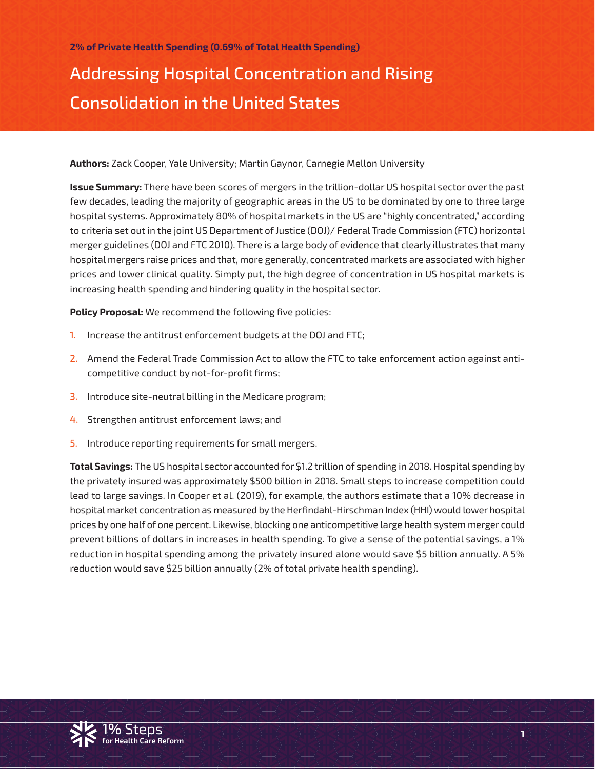**2% of Private Health Spending (0.69% of Total Health Spending)**

# Addressing Hospital Concentration and Rising Consolidation in the United States

**Authors:** Zack Cooper, Yale University; Martin Gaynor, Carnegie Mellon University

**Issue Summary:** There have been scores of mergers in the trillion-dollar US hospital sector over the past few decades, leading the majority of geographic areas in the US to be dominated by one to three large hospital systems. Approximately 80% of hospital markets in the US are "highly concentrated," according to criteria set out in the joint US Department of Justice (DOJ)/ Federal Trade Commission (FTC) horizontal merger guidelines (DOJ and FTC 2010). There is a large body of evidence that clearly illustrates that many hospital mergers raise prices and that, more generally, concentrated markets are associated with higher prices and lower clinical quality. Simply put, the high degree of concentration in US hospital markets is increasing health spending and hindering quality in the hospital sector.

**Policy Proposal:** We recommend the following five policies:

1. Increase the antitrust enforcement budgets at the DOJ and FTC;
2. Amend the Federal Trade Commission Act to allow the FTC to take enforcement action against anti-competitive conduct by not-for-profit firms;
3. Introduce site-neutral billing in the Medicare program;
4. Strengthen antitrust enforcement laws; and
5. Introduce reporting requirements for small mergers.

**Total Savings:** The US hospital sector accounted for $1.2 trillion of spending in 2018. Hospital spending by the privately insured was approximately $500 billion in 2018. Small steps to increase competition could lead to large savings. In Cooper et al. (2019), for example, the authors estimate that a 10% decrease in hospital market concentration as measured by the Herfindahl-Hirschman Index (HHI) would lower hospital prices by one half of one percent. Likewise, blocking one anticompetitive large health system merger could prevent billions of dollars in increases in health spending. To give a sense of the potential savings, a 1% reduction in hospital spending among the privately insured alone would save $5 billion annually. A 5% reduction would save $25 billion annually (2% of total private health spending).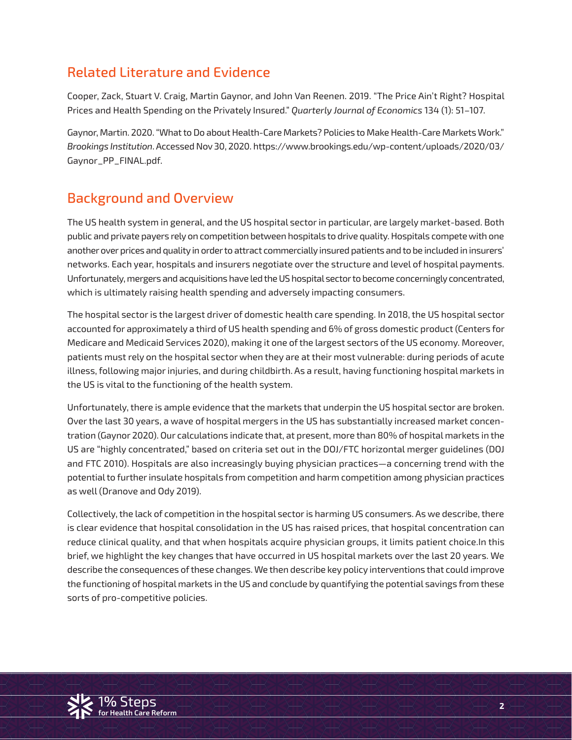## Related Literature and Evidence

Cooper, Zack, Stuart V. Craig, Martin Gaynor, and John Van Reenen. 2019. "The Price Ain't Right? Hospital Prices and Health Spending on the Privately Insured." *Quarterly Journal of Economics* 134 (1): 51–107.

Gaynor, Martin. 2020. "What to Do about Health-Care Markets? Policies to Make Health-Care Markets Work." *Brookings Institution*. Accessed Nov 30, 2020. https://www.brookings.edu/wp-content/uploads/2020/03/Gaynor_PP_FINAL.pdf.

## Background and Overview

The US health system in general, and the US hospital sector in particular, are largely market-based. Both public and private payers rely on competition between hospitals to drive quality. Hospitals compete with one another over prices and quality in order to attract commercially insured patients and to be included in insurers' networks. Each year, hospitals and insurers negotiate over the structure and level of hospital payments. Unfortunately, mergers and acquisitions have led the US hospital sector to become concerningly concentrated, which is ultimately raising health spending and adversely impacting consumers.

The hospital sector is the largest driver of domestic health care spending. In 2018, the US hospital sector accounted for approximately a third of US health spending and 6% of gross domestic product (Centers for Medicare and Medicaid Services 2020), making it one of the largest sectors of the US economy. Moreover, patients must rely on the hospital sector when they are at their most vulnerable: during periods of acute illness, following major injuries, and during childbirth. As a result, having functioning hospital markets in the US is vital to the functioning of the health system.

Unfortunately, there is ample evidence that the markets that underpin the US hospital sector are broken. Over the last 30 years, a wave of hospital mergers in the US has substantially increased market concentration (Gaynor 2020). Our calculations indicate that, at present, more than 80% of hospital markets in the US are "highly concentrated," based on criteria set out in the DOJ/FTC horizontal merger guidelines (DOJ and FTC 2010). Hospitals are also increasingly buying physician practices—a concerning trend with the potential to further insulate hospitals from competition and harm competition among physician practices as well (Dranove and Ody 2019).

Collectively, the lack of competition in the hospital sector is harming US consumers. As we describe, there is clear evidence that hospital consolidation in the US has raised prices, that hospital concentration can reduce clinical quality, and that when hospitals acquire physician groups, it limits patient choice.In this brief, we highlight the key changes that have occurred in US hospital markets over the last 20 years. We describe the consequences of these changes. We then describe key policy interventions that could improve the functioning of hospital markets in the US and conclude by quantifying the potential savings from these sorts of pro-competitive policies.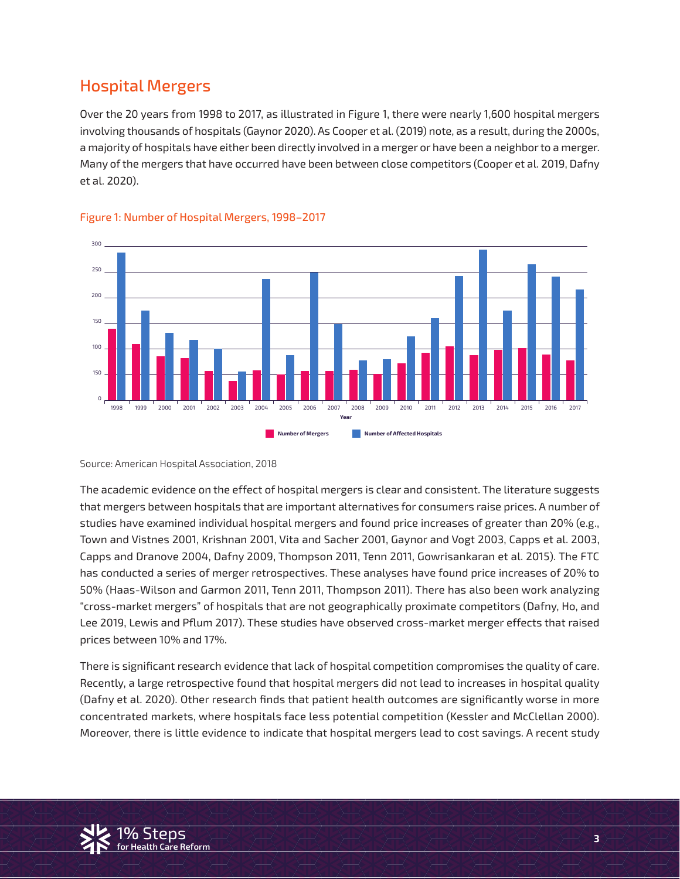## Hospital Mergers

Over the 20 years from 1998 to 2017, as illustrated in Figure 1, there were nearly 1,600 hospital mergers involving thousands of hospitals (Gaynor 2020). As Cooper et al. (2019) note, as a result, during the 2000s, a majority of hospitals have either been directly involved in a merger or have been a neighbor to a merger. Many of the mergers that have occurred have been between close competitors (Cooper et al. 2019, Dafny et al. 2020).

Figure 1: Number of Hospital Mergers, 1998–2017

Source: American Hospital Association, 2018

The academic evidence on the effect of hospital mergers is clear and consistent. The literature suggests that mergers between hospitals that are important alternatives for consumers raise prices. A number of studies have examined individual hospital mergers and found price increases of greater than 20% (e.g., Town and Vistnes 2001, Krishnan 2001, Vita and Sacher 2001, Gaynor and Vogt 2003, Capps et al. 2003, Capps and Dranove 2004, Dafny 2009, Thompson 2011, Tenn 2011, Gowrisankaran et al. 2015). The FTC has conducted a series of merger retrospectives. These analyses have found price increases of 20% to 50% (Haas-Wilson and Garmon 2011, Tenn 2011, Thompson 2011). There has also been work analyzing "cross-market mergers" of hospitals that are not geographically proximate competitors (Dafny, Ho, and Lee 2019, Lewis and Pflum 2017). These studies have observed cross-market merger effects that raised prices between 10% and 17%.

There is significant research evidence that lack of hospital competition compromises the quality of care. Recently, a large retrospective found that hospital mergers did not lead to increases in hospital quality (Dafny et al. 2020). Other research finds that patient health outcomes are significantly worse in more concentrated markets, where hospitals face less potential competition (Kessler and McClellan 2000). Moreover, there is little evidence to indicate that hospital mergers lead to cost savings. A recent study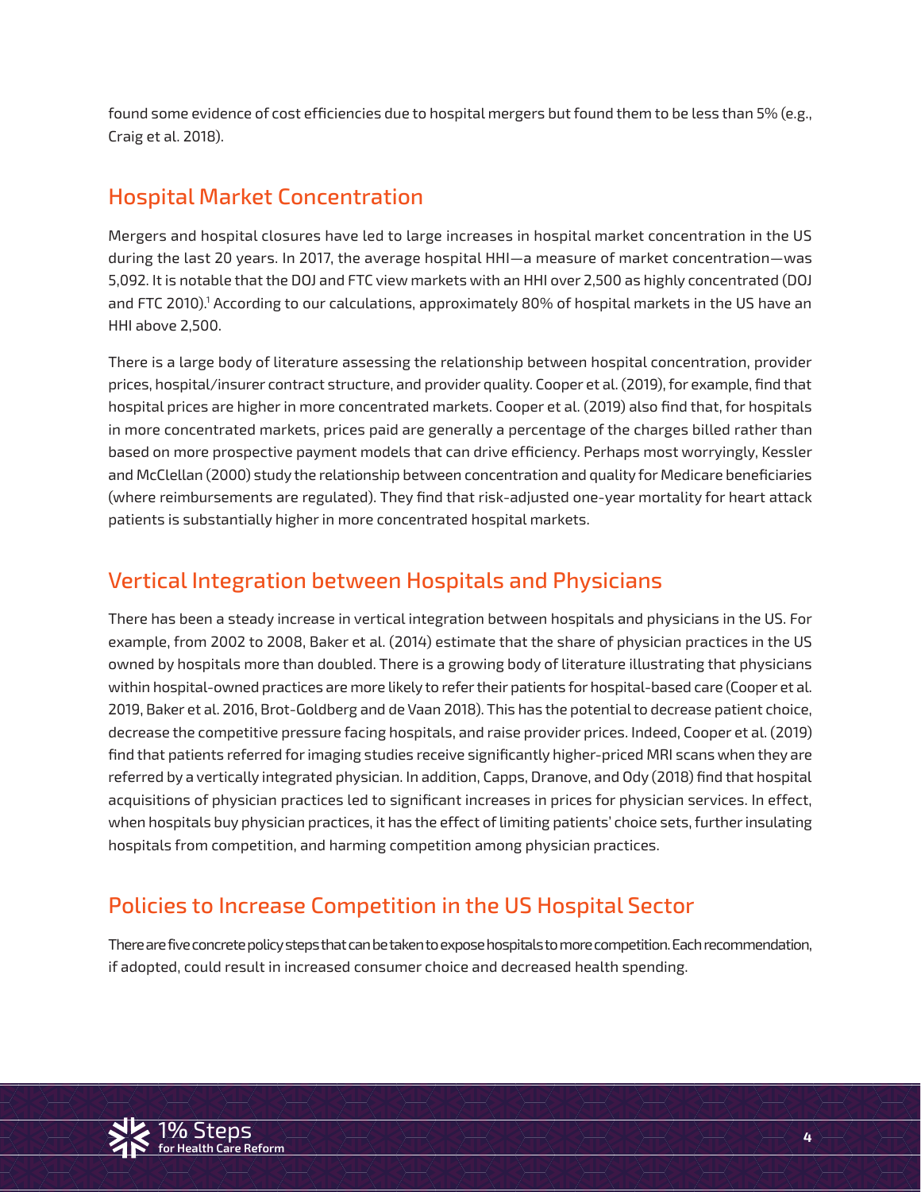found some evidence of cost efficiencies due to hospital mergers but found them to be less than 5% (e.g., Craig et al. 2018).

## Hospital Market Concentration

Mergers and hospital closures have led to large increases in hospital market concentration in the US during the last 20 years. In 2017, the average hospital HHI—a measure of market concentration—was 5,092. It is notable that the DOJ and FTC view markets with an HHI over 2,500 as highly concentrated (DOJ and FTC 2010).[1] According to our calculations, approximately 80% of hospital markets in the US have an HHI above 2,500.

There is a large body of literature assessing the relationship between hospital concentration, provider prices, hospital/insurer contract structure, and provider quality. Cooper et al. (2019), for example, find that hospital prices are higher in more concentrated markets. Cooper et al. (2019) also find that, for hospitals in more concentrated markets, prices paid are generally a percentage of the charges billed rather than based on more prospective payment models that can drive efficiency. Perhaps most worryingly, Kessler and McClellan (2000) study the relationship between concentration and quality for Medicare beneficiaries (where reimbursements are regulated). They find that risk-adjusted one-year mortality for heart attack patients is substantially higher in more concentrated hospital markets.

## Vertical Integration between Hospitals and Physicians

There has been a steady increase in vertical integration between hospitals and physicians in the US. For example, from 2002 to 2008, Baker et al. (2014) estimate that the share of physician practices in the US owned by hospitals more than doubled. There is a growing body of literature illustrating that physicians within hospital-owned practices are more likely to refer their patients for hospital-based care (Cooper et al. 2019, Baker et al. 2016, Brot-Goldberg and de Vaan 2018). This has the potential to decrease patient choice, decrease the competitive pressure facing hospitals, and raise provider prices. Indeed, Cooper et al. (2019) find that patients referred for imaging studies receive significantly higher-priced MRI scans when they are referred by a vertically integrated physician. In addition, Capps, Dranove, and Ody (2018) find that hospital acquisitions of physician practices led to significant increases in prices for physician services. In effect, when hospitals buy physician practices, it has the effect of limiting patients' choice sets, further insulating hospitals from competition, and harming competition among physician practices.

## Policies to Increase Competition in the US Hospital Sector

There are five concrete policy steps that can be taken to expose hospitals to more competition. Each recommendation, if adopted, could result in increased consumer choice and decreased health spending.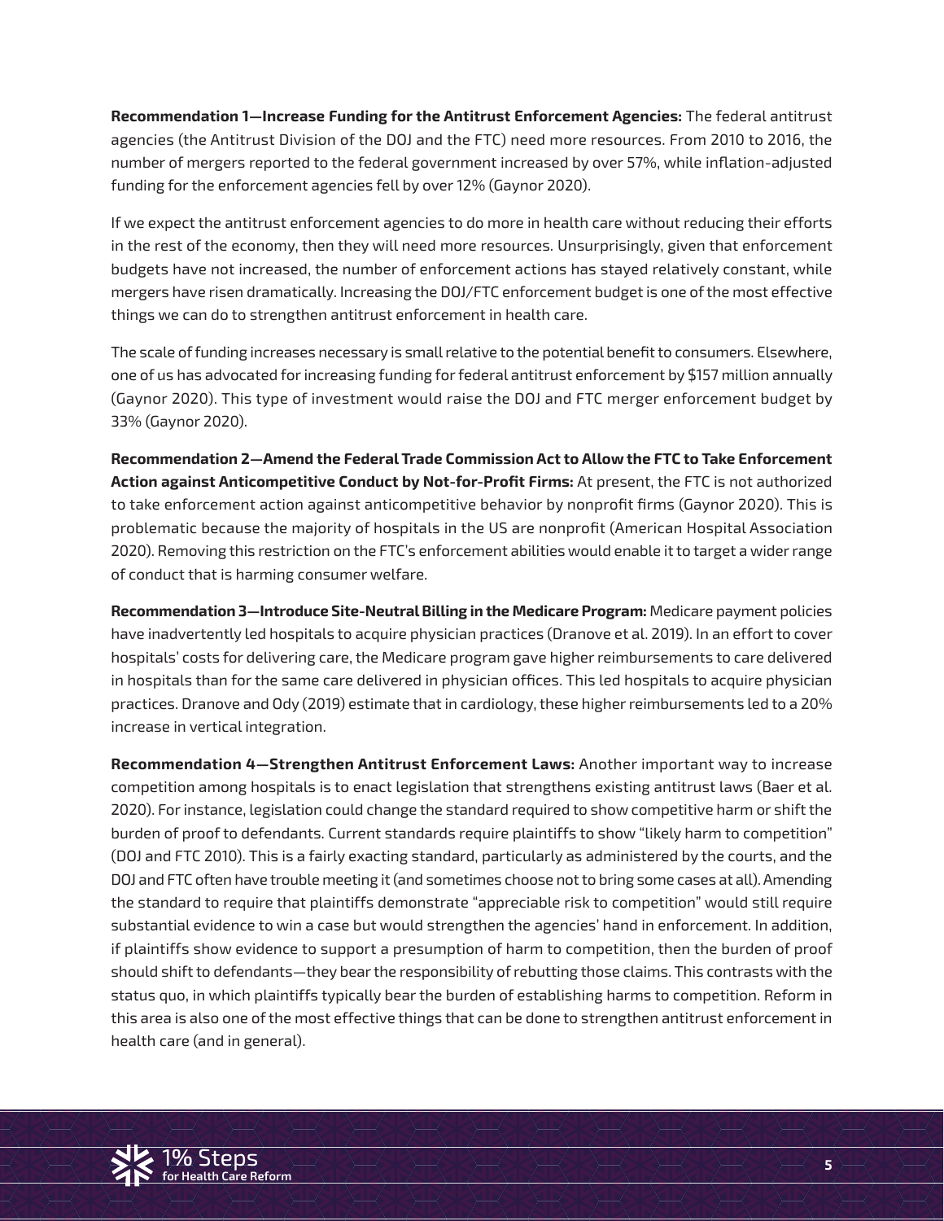**Recommendation 1—Increase Funding for the Antitrust Enforcement Agencies:** The federal antitrust agencies (the Antitrust Division of the DOJ and the FTC) need more resources. From 2010 to 2016, the number of mergers reported to the federal government increased by over 57%, while inflation-adjusted funding for the enforcement agencies fell by over 12% (Gaynor 2020).

If we expect the antitrust enforcement agencies to do more in health care without reducing their efforts in the rest of the economy, then they will need more resources. Unsurprisingly, given that enforcement budgets have not increased, the number of enforcement actions has stayed relatively constant, while mergers have risen dramatically. Increasing the DOJ/FTC enforcement budget is one of the most effective things we can do to strengthen antitrust enforcement in health care.

The scale of funding increases necessary is small relative to the potential benefit to consumers. Elsewhere, one of us has advocated for increasing funding for federal antitrust enforcement by $157 million annually (Gaynor 2020). This type of investment would raise the DOJ and FTC merger enforcement budget by 33% (Gaynor 2020).

**Recommendation 2—Amend the Federal Trade Commission Act to Allow the FTC to Take Enforcement Action against Anticompetitive Conduct by Not-for-Profit Firms:** At present, the FTC is not authorized to take enforcement action against anticompetitive behavior by nonprofit firms (Gaynor 2020). This is problematic because the majority of hospitals in the US are nonprofit (American Hospital Association 2020). Removing this restriction on the FTC's enforcement abilities would enable it to target a wider range of conduct that is harming consumer welfare.

**Recommendation 3—Introduce Site-Neutral Billing in the Medicare Program:** Medicare payment policies have inadvertently led hospitals to acquire physician practices (Dranove et al. 2019). In an effort to cover hospitals' costs for delivering care, the Medicare program gave higher reimbursements to care delivered in hospitals than for the same care delivered in physician offices. This led hospitals to acquire physician practices. Dranove and Ody (2019) estimate that in cardiology, these higher reimbursements led to a 20% increase in vertical integration.

**Recommendation 4—Strengthen Antitrust Enforcement Laws:** Another important way to increase competition among hospitals is to enact legislation that strengthens existing antitrust laws (Baer et al. 2020). For instance, legislation could change the standard required to show competitive harm or shift the burden of proof to defendants. Current standards require plaintiffs to show "likely harm to competition" (DOJ and FTC 2010). This is a fairly exacting standard, particularly as administered by the courts, and the DOJ and FTC often have trouble meeting it (and sometimes choose not to bring some cases at all). Amending the standard to require that plaintiffs demonstrate "appreciable risk to competition" would still require substantial evidence to win a case but would strengthen the agencies' hand in enforcement. In addition, if plaintiffs show evidence to support a presumption of harm to competition, then the burden of proof should shift to defendants—they bear the responsibility of rebutting those claims. This contrasts with the status quo, in which plaintiffs typically bear the burden of establishing harms to competition. Reform in this area is also one of the most effective things that can be done to strengthen antitrust enforcement in health care (and in general).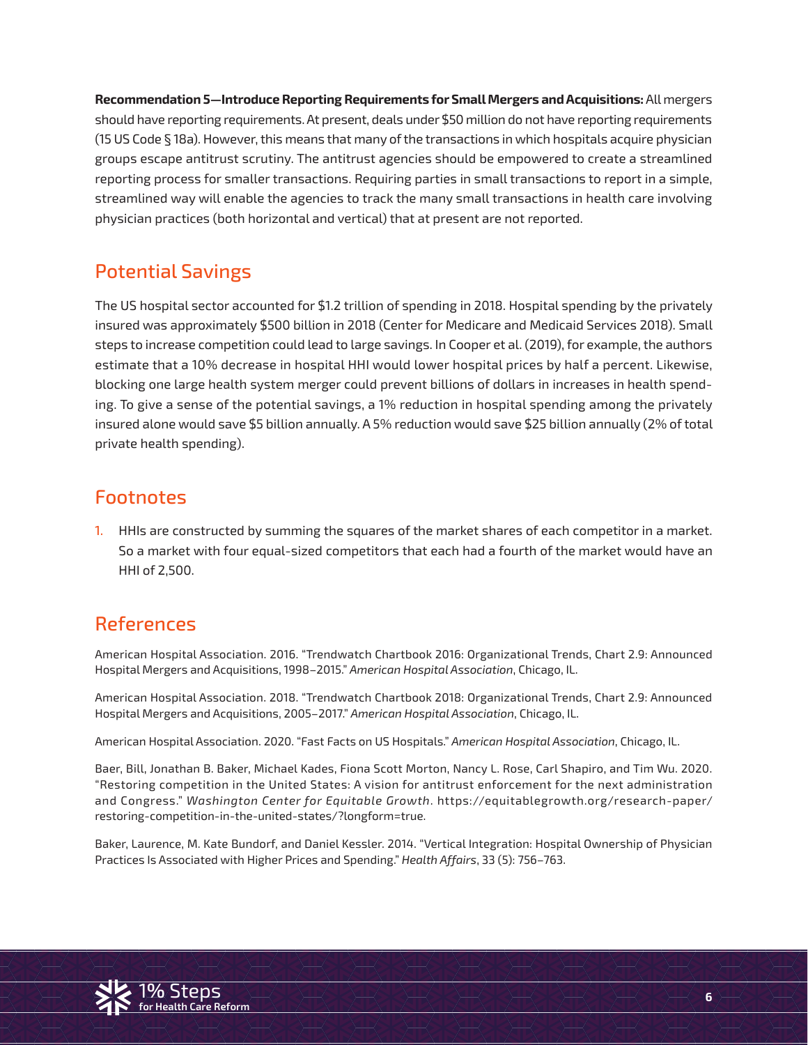**Recommendation 5—Introduce Reporting Requirements for Small Mergers and Acquisitions:** All mergers should have reporting requirements. At present, deals under $50 million do not have reporting requirements (15 US Code § 18a). However, this means that many of the transactions in which hospitals acquire physician groups escape antitrust scrutiny. The antitrust agencies should be empowered to create a streamlined reporting process for smaller transactions. Requiring parties in small transactions to report in a simple, streamlined way will enable the agencies to track the many small transactions in health care involving physician practices (both horizontal and vertical) that at present are not reported.

## Potential Savings

The US hospital sector accounted for $1.2 trillion of spending in 2018. Hospital spending by the privately insured was approximately $500 billion in 2018 (Center for Medicare and Medicaid Services 2018). Small steps to increase competition could lead to large savings. In Cooper et al. (2019), for example, the authors estimate that a 10% decrease in hospital HHI would lower hospital prices by half a percent. Likewise, blocking one large health system merger could prevent billions of dollars in increases in health spending. To give a sense of the potential savings, a 1% reduction in hospital spending among the privately insured alone would save $5 billion annually. A 5% reduction would save $25 billion annually (2% of total private health spending).

## Footnotes

1. HHIs are constructed by summing the squares of the market shares of each competitor in a market. So a market with four equal-sized competitors that each had a fourth of the market would have an HHI of 2,500.

## References

American Hospital Association. 2016. "Trendwatch Chartbook 2016: Organizational Trends, Chart 2.9: Announced Hospital Mergers and Acquisitions, 1998–2015." *American Hospital Association*, Chicago, IL.

American Hospital Association. 2018. "Trendwatch Chartbook 2018: Organizational Trends, Chart 2.9: Announced Hospital Mergers and Acquisitions, 2005–2017." *American Hospital Association*, Chicago, IL.

American Hospital Association. 2020. "Fast Facts on US Hospitals." *American Hospital Association*, Chicago, IL.

Baer, Bill, Jonathan B. Baker, Michael Kades, Fiona Scott Morton, Nancy L. Rose, Carl Shapiro, and Tim Wu. 2020. "Restoring competition in the United States: A vision for antitrust enforcement for the next administration and Congress." *Washington Center for Equitable Growth*. https://equitablegrowth.org/research-paper/restoring-competition-in-the-united-states/?longform=true.

Baker, Laurence, M. Kate Bundorf, and Daniel Kessler. 2014. "Vertical Integration: Hospital Ownership of Physician Practices Is Associated with Higher Prices and Spending." *Health Affairs*, 33 (5): 756–763.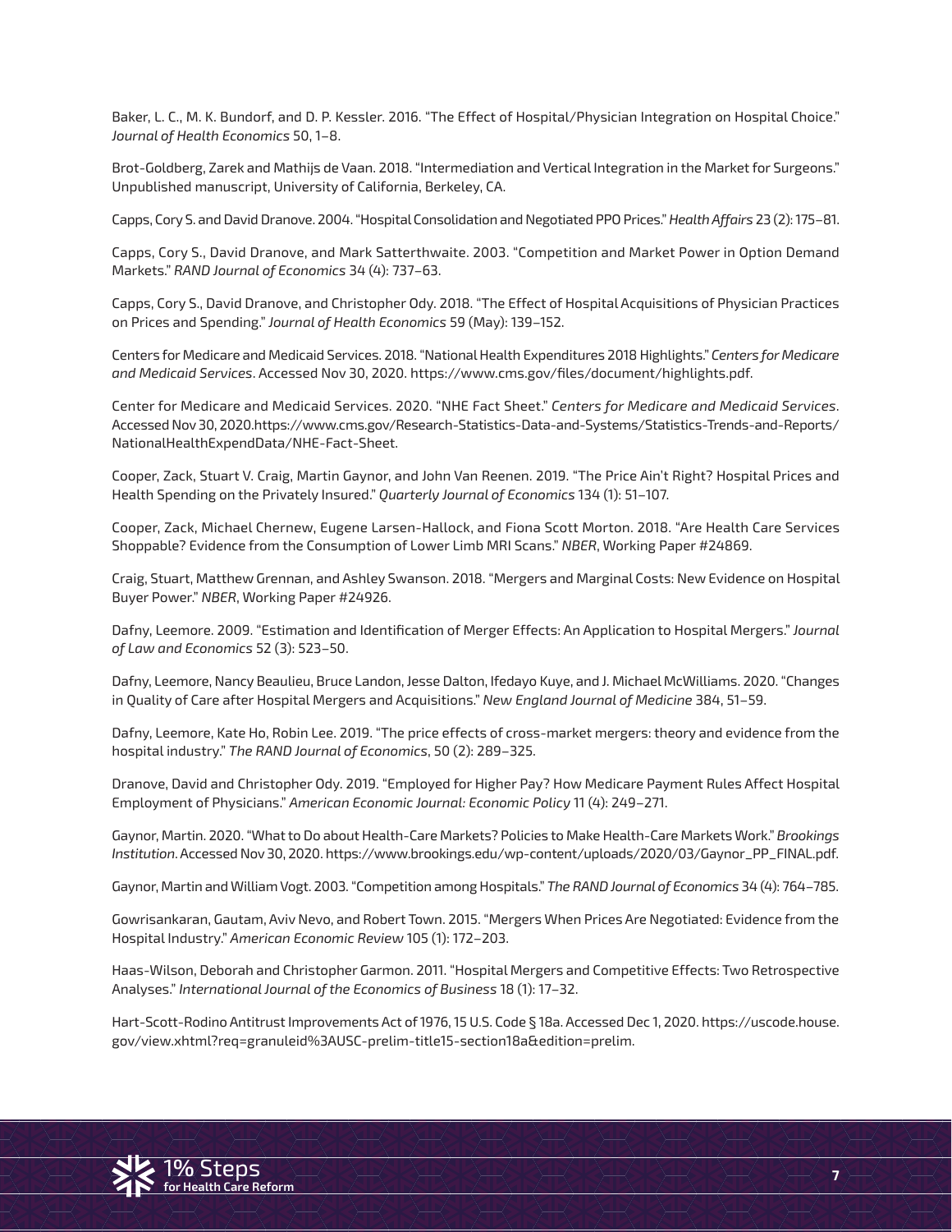Baker, L. C., M. K. Bundorf, and D. P. Kessler. 2016. "The Effect of Hospital/Physician Integration on Hospital Choice." *Journal of Health Economics* 50, 1–8.

Brot-Goldberg, Zarek and Mathijs de Vaan. 2018. "Intermediation and Vertical Integration in the Market for Surgeons." Unpublished manuscript, University of California, Berkeley, CA.

Capps, Cory S. and David Dranove. 2004. "Hospital Consolidation and Negotiated PPO Prices." *Health Affairs* 23 (2): 175–81.

Capps, Cory S., David Dranove, and Mark Satterthwaite. 2003. "Competition and Market Power in Option Demand Markets." *RAND Journal of Economics* 34 (4): 737–63.

Capps, Cory S., David Dranove, and Christopher Ody. 2018. "The Effect of Hospital Acquisitions of Physician Practices on Prices and Spending." *Journal of Health Economics* 59 (May): 139–152.

Centers for Medicare and Medicaid Services. 2018. "National Health Expenditures 2018 Highlights." *Centers for Medicare and Medicaid Services*. Accessed Nov 30, 2020. https://www.cms.gov/files/document/highlights.pdf.

Center for Medicare and Medicaid Services. 2020. "NHE Fact Sheet." *Centers for Medicare and Medicaid Services*. Accessed Nov 30, 2020.https://www.cms.gov/Research-Statistics-Data-and-Systems/Statistics-Trends-and-Reports/NationalHealthExpendData/NHE-Fact-Sheet.

Cooper, Zack, Stuart V. Craig, Martin Gaynor, and John Van Reenen. 2019. "The Price Ain't Right? Hospital Prices and Health Spending on the Privately Insured." *Quarterly Journal of Economics* 134 (1): 51–107.

Cooper, Zack, Michael Chernew, Eugene Larsen-Hallock, and Fiona Scott Morton. 2018. "Are Health Care Services Shoppable? Evidence from the Consumption of Lower Limb MRI Scans." *NBER*, Working Paper #24869.

Craig, Stuart, Matthew Grennan, and Ashley Swanson. 2018. "Mergers and Marginal Costs: New Evidence on Hospital Buyer Power." *NBER*, Working Paper #24926.

Dafny, Leemore. 2009. "Estimation and Identification of Merger Effects: An Application to Hospital Mergers." *Journal of Law and Economics* 52 (3): 523–50.

Dafny, Leemore, Nancy Beaulieu, Bruce Landon, Jesse Dalton, Ifedayo Kuye, and J. Michael McWilliams. 2020. "Changes in Quality of Care after Hospital Mergers and Acquisitions." *New England Journal of Medicine* 384, 51–59.

Dafny, Leemore, Kate Ho, Robin Lee. 2019. "The price effects of cross-market mergers: theory and evidence from the hospital industry." *The RAND Journal of Economics*, 50 (2): 289–325.

Dranove, David and Christopher Ody. 2019. "Employed for Higher Pay? How Medicare Payment Rules Affect Hospital Employment of Physicians." *American Economic Journal: Economic Policy* 11 (4): 249–271.

Gaynor, Martin. 2020. "What to Do about Health-Care Markets? Policies to Make Health-Care Markets Work." *Brookings Institution*. Accessed Nov 30, 2020. https://www.brookings.edu/wp-content/uploads/2020/03/Gaynor_PP_FINAL.pdf.

Gaynor, Martin and William Vogt. 2003. "Competition among Hospitals." *The RAND Journal of Economics* 34 (4): 764–785.

Gowrisankaran, Gautam, Aviv Nevo, and Robert Town. 2015. "Mergers When Prices Are Negotiated: Evidence from the Hospital Industry." *American Economic Review* 105 (1): 172–203.

Haas-Wilson, Deborah and Christopher Garmon. 2011. "Hospital Mergers and Competitive Effects: Two Retrospective Analyses." *International Journal of the Economics of Business* 18 (1): 17–32.

Hart-Scott-Rodino Antitrust Improvements Act of 1976, 15 U.S. Code § 18a. Accessed Dec 1, 2020. https://uscode.house.gov/view.xhtml?req=granuleid%3AUSC-prelim-title15-section18a&edition=prelim.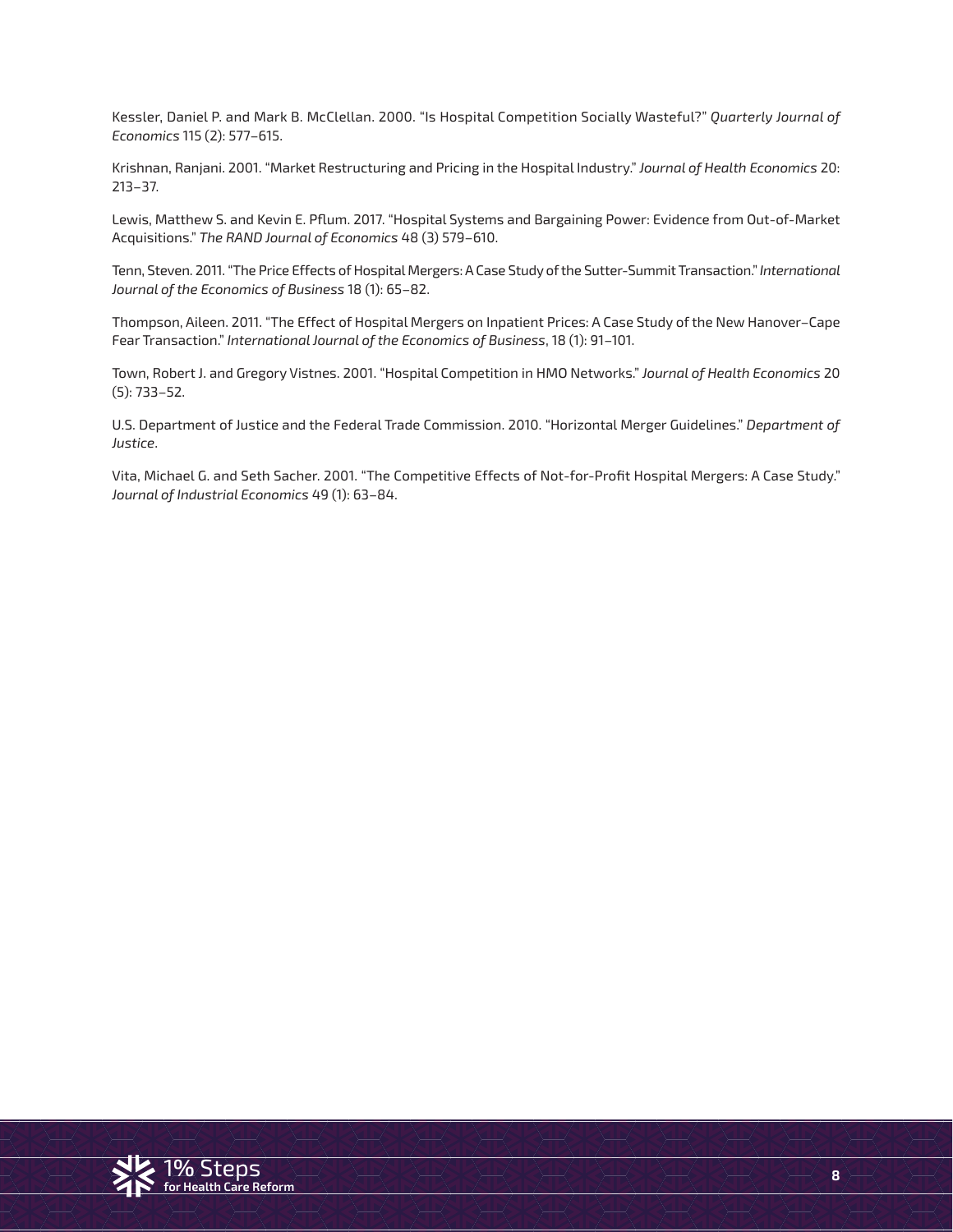Kessler, Daniel P. and Mark B. McClellan. 2000. "Is Hospital Competition Socially Wasteful?" *Quarterly Journal of Economics* 115 (2): 577–615.

Krishnan, Ranjani. 2001. "Market Restructuring and Pricing in the Hospital Industry." *Journal of Health Economics* 20: 213–37.

Lewis, Matthew S. and Kevin E. Pflum. 2017. "Hospital Systems and Bargaining Power: Evidence from Out-of-Market Acquisitions." *The RAND Journal of Economics* 48 (3) 579–610.

Tenn, Steven. 2011. "The Price Effects of Hospital Mergers: A Case Study of the Sutter-Summit Transaction." *International Journal of the Economics of Business* 18 (1): 65–82.

Thompson, Aileen. 2011. "The Effect of Hospital Mergers on Inpatient Prices: A Case Study of the New Hanover–Cape Fear Transaction." *International Journal of the Economics of Business*, 18 (1): 91–101.

Town, Robert J. and Gregory Vistnes. 2001. "Hospital Competition in HMO Networks." *Journal of Health Economics* 20 (5): 733–52.

U.S. Department of Justice and the Federal Trade Commission. 2010. "Horizontal Merger Guidelines." *Department of Justice*.

Vita, Michael G. and Seth Sacher. 2001. "The Competitive Effects of Not-for-Profit Hospital Mergers: A Case Study." *Journal of Industrial Economics* 49 (1): 63–84.